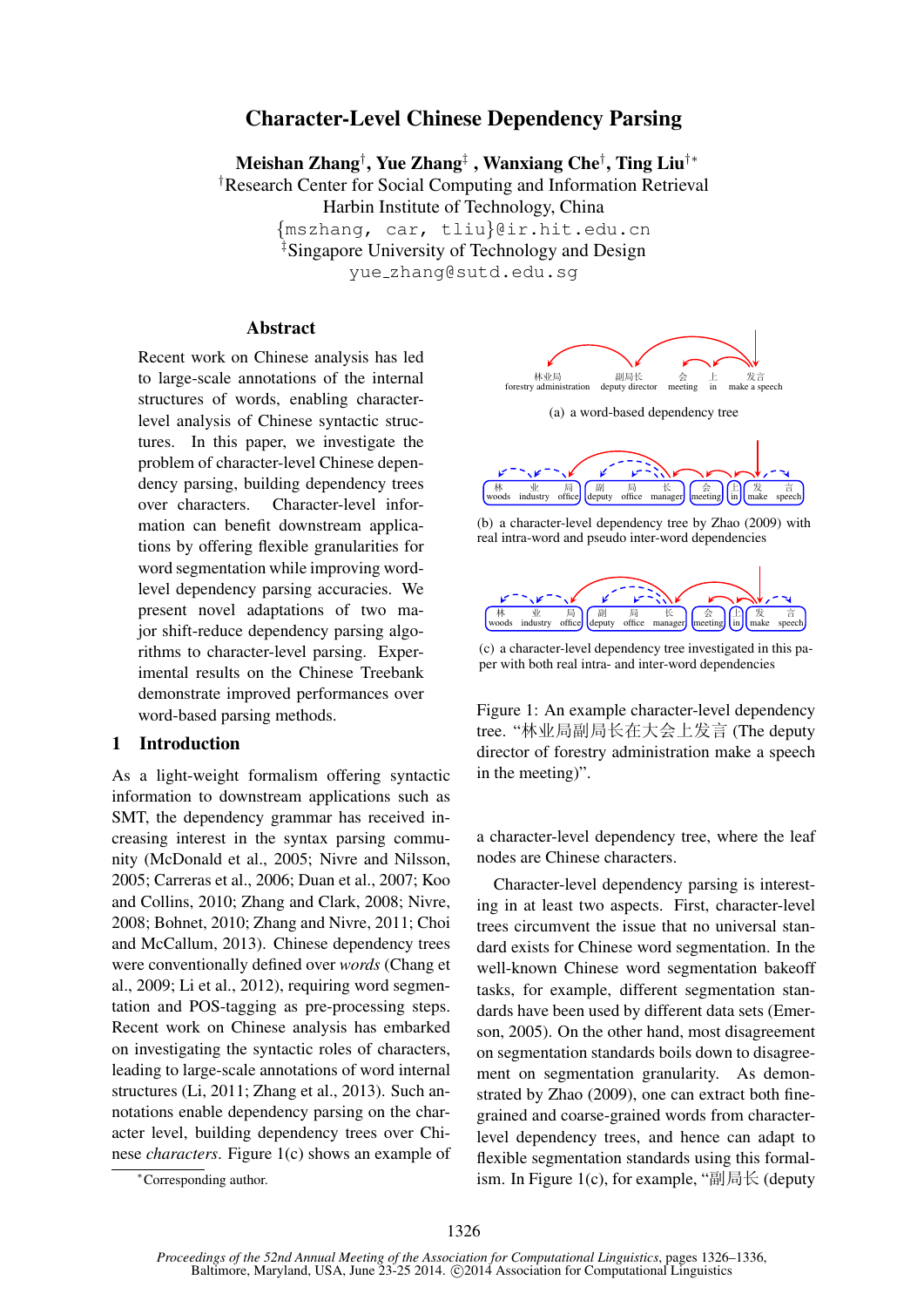# Character-Level Chinese Dependency Parsing

**Meishan Zhang**[†], **Yue Zhang**[‡], **Wanxiang Che**[†], **Ting Liu**[†*]

[†]Research Center for Social Computing and Information Retrieval
Harbin Institute of Technology, China
{mszhang, car, tliu}@ir.hit.edu.cn
[‡]Singapore University of Technology and Design
yue_zhang@sutd.edu.sg

## Abstract

Recent work on Chinese analysis has led to large-scale annotations of the internal structures of words, enabling character-level analysis of Chinese syntactic structures. In this paper, we investigate the problem of character-level Chinese dependency parsing, building dependency trees over characters. Character-level information can benefit downstream applications by offering flexible granularities for word segmentation while improving word-level dependency parsing accuracies. We present novel adaptations of two major shift-reduce dependency parsing algorithms to character-level parsing. Experimental results on the Chinese Treebank demonstrate improved performances over word-based parsing methods.

## 1 Introduction

As a light-weight formalism offering syntactic information to downstream applications such as SMT, the dependency grammar has received increasing interest in the syntax parsing community (McDonald et al., 2005; Nivre and Nilsson, 2005; Carreras et al., 2006; Duan et al., 2007; Koo and Collins, 2010; Zhang and Clark, 2008; Nivre, 2008; Bohnet, 2010; Zhang and Nivre, 2011; Choi and McCallum, 2013). Chinese dependency trees were conventionally defined over *words* (Chang et al., 2009; Li et al., 2012), requiring word segmentation and POS-tagging as pre-processing steps. Recent work on Chinese analysis has embarked on investigating the syntactic roles of characters, leading to large-scale annotations of word internal structures (Li, 2011; Zhang et al., 2013). Such annotations enable dependency parsing on the character level, building dependency trees over Chinese *characters*. Figure 1(c) shows an example of a character-level dependency tree, where the leaf nodes are Chinese characters.

林业局 forestry administration　副局长 deputy director　会 meeting　上 in　发言 make a speech

(a) a word-based dependency tree

林 woods　业 industry　局 office　副 deputy　局 office　长 manager　会 meeting　上 in　发 make　言 speech

(b) a character-level dependency tree by Zhao (2009) with real intra-word and pseudo inter-word dependencies

林 woods　业 industry　局 office　副 deputy　局 office　长 manager　会 meeting　上 in　发 make　言 speech

(c) a character-level dependency tree investigated in this paper with both real intra- and inter-word dependencies

Figure 1: An example character-level dependency tree. “林业局副局长在大会上发言 (The deputy director of forestry administration make a speech in the meeting)”.

Character-level dependency parsing is interesting in at least two aspects. First, character-level trees circumvent the issue that no universal standard exists for Chinese word segmentation. In the well-known Chinese word segmentation bakeoff tasks, for example, different segmentation standards have been used by different data sets (Emerson, 2005). On the other hand, most disagreement on segmentation standards boils down to disagreement on segmentation granularity. As demonstrated by Zhao (2009), one can extract both fine-grained and coarse-grained words from character-level dependency trees, and hence can adapt to flexible segmentation standards using this formalism. In Figure 1(c), for example, “副局长 (deputy

*Corresponding author.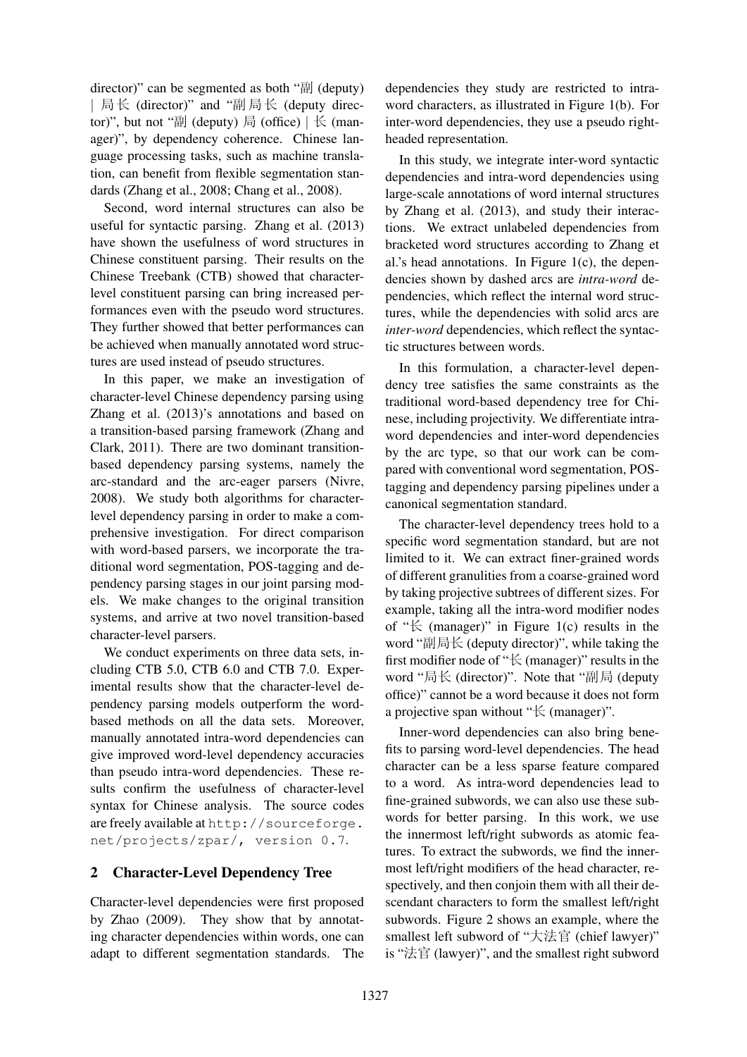director)" can be segmented as both "副 (deputy) | 局长 (director)" and "副局长 (deputy director)", but not "副 (deputy) 局 (office) | 长 (manager)", by dependency coherence. Chinese language processing tasks, such as machine translation, can benefit from flexible segmentation standards (Zhang et al., 2008; Chang et al., 2008).

Second, word internal structures can also be useful for syntactic parsing. Zhang et al. (2013) have shown the usefulness of word structures in Chinese constituent parsing. Their results on the Chinese Treebank (CTB) showed that character-level constituent parsing can bring increased performances even with the pseudo word structures. They further showed that better performances can be achieved when manually annotated word structures are used instead of pseudo structures.

In this paper, we make an investigation of character-level Chinese dependency parsing using Zhang et al. (2013)'s annotations and based on a transition-based parsing framework (Zhang and Clark, 2011). There are two dominant transition-based dependency parsing systems, namely the arc-standard and the arc-eager parsers (Nivre, 2008). We study both algorithms for character-level dependency parsing in order to make a comprehensive investigation. For direct comparison with word-based parsers, we incorporate the traditional word segmentation, POS-tagging and dependency parsing stages in our joint parsing models. We make changes to the original transition systems, and arrive at two novel transition-based character-level parsers.

We conduct experiments on three data sets, including CTB 5.0, CTB 6.0 and CTB 7.0. Experimental results show that the character-level dependency parsing models outperform the word-based methods on all the data sets. Moreover, manually annotated intra-word dependencies can give improved word-level dependency accuracies than pseudo intra-word dependencies. These results confirm the usefulness of character-level syntax for Chinese analysis. The source codes are freely available at `http://sourceforge.net/projects/zpar/`, version 0.7.

## 2 Character-Level Dependency Tree

Character-level dependencies were first proposed by Zhao (2009). They show that by annotating character dependencies within words, one can adapt to different segmentation standards. The dependencies they study are restricted to intra-word characters, as illustrated in Figure 1(b). For inter-word dependencies, they use a pseudo right-headed representation.

In this study, we integrate inter-word syntactic dependencies and intra-word dependencies using large-scale annotations of word internal structures by Zhang et al. (2013), and study their interactions. We extract unlabeled dependencies from bracketed word structures according to Zhang et al.'s head annotations. In Figure 1(c), the dependencies shown by dashed arcs are *intra-word* dependencies, which reflect the internal word structures, while the dependencies with solid arcs are *inter-word* dependencies, which reflect the syntactic structures between words.

In this formulation, a character-level dependency tree satisfies the same constraints as the traditional word-based dependency tree for Chinese, including projectivity. We differentiate intra-word dependencies and inter-word dependencies by the arc type, so that our work can be compared with conventional word segmentation, POS-tagging and dependency parsing pipelines under a canonical segmentation standard.

The character-level dependency trees hold to a specific word segmentation standard, but are not limited to it. We can extract finer-grained words of different granulities from a coarse-grained word by taking projective subtrees of different sizes. For example, taking all the intra-word modifier nodes of "长 (manager)" in Figure 1(c) results in the word "副局长 (deputy director)", while taking the first modifier node of "长 (manager)" results in the word "局长 (director)". Note that "副局 (deputy office)" cannot be a word because it does not form a projective span without "长 (manager)".

Inner-word dependencies can also bring benefits to parsing word-level dependencies. The head character can be a less sparse feature compared to a word. As intra-word dependencies lead to fine-grained subwords, we can also use these subwords for better parsing. In this work, we use the innermost left/right subwords as atomic features. To extract the subwords, we find the innermost left/right modifiers of the head character, respectively, and then conjoin them with all their descendant characters to form the smallest left/right subwords. Figure 2 shows an example, where the smallest left subword of "大法官 (chief lawyer)" is "法官 (lawyer)", and the smallest right subword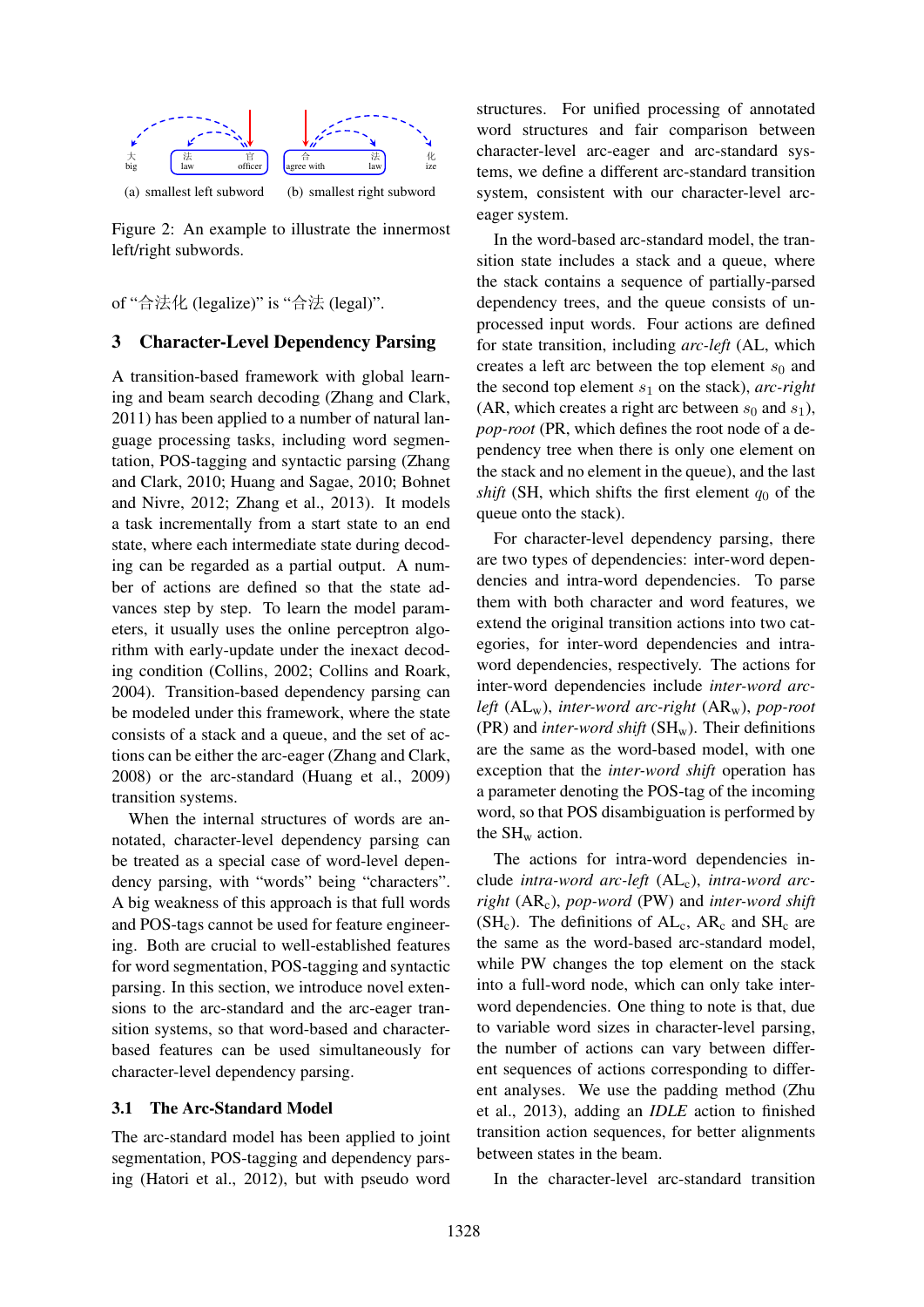(a) smallest left subword (b) smallest right subword

Figure 2: An example to illustrate the innermost left/right subwords.

of "合法化 (legalize)" is "合法 (legal)".

## 3 Character-Level Dependency Parsing

A transition-based framework with global learning and beam search decoding (Zhang and Clark, 2011) has been applied to a number of natural language processing tasks, including word segmentation, POS-tagging and syntactic parsing (Zhang and Clark, 2010; Huang and Sagae, 2010; Bohnet and Nivre, 2012; Zhang et al., 2013). It models a task incrementally from a start state to an end state, where each intermediate state during decoding can be regarded as a partial output. A number of actions are defined so that the state advances step by step. To learn the model parameters, it usually uses the online perceptron algorithm with early-update under the inexact decoding condition (Collins, 2002; Collins and Roark, 2004). Transition-based dependency parsing can be modeled under this framework, where the state consists of a stack and a queue, and the set of actions can be either the arc-eager (Zhang and Clark, 2008) or the arc-standard (Huang et al., 2009) transition systems.

When the internal structures of words are annotated, character-level dependency parsing can be treated as a special case of word-level dependency parsing, with "words" being "characters". A big weakness of this approach is that full words and POS-tags cannot be used for feature engineering. Both are crucial to well-established features for word segmentation, POS-tagging and syntactic parsing. In this section, we introduce novel extensions to the arc-standard and the arc-eager transition systems, so that word-based and character-based features can be used simultaneously for character-level dependency parsing.

### 3.1 The Arc-Standard Model

The arc-standard model has been applied to joint segmentation, POS-tagging and dependency parsing (Hatori et al., 2012), but with pseudo word structures. For unified processing of annotated word structures and fair comparison between character-level arc-eager and arc-standard systems, we define a different arc-standard transition system, consistent with our character-level arc-eager system.

In the word-based arc-standard model, the transition state includes a stack and a queue, where the stack contains a sequence of partially-parsed dependency trees, and the queue consists of unprocessed input words. Four actions are defined for state transition, including *arc-left* (AL, which creates a left arc between the top element $s_0$ and the second top element $s_1$ on the stack), *arc-right* (AR, which creates a right arc between $s_0$ and $s_1$), *pop-root* (PR, which defines the root node of a dependency tree when there is only one element on the stack and no element in the queue), and the last *shift* (SH, which shifts the first element $q_0$ of the queue onto the stack).

For character-level dependency parsing, there are two types of dependencies: inter-word dependencies and intra-word dependencies. To parse them with both character and word features, we extend the original transition actions into two categories, for inter-word dependencies and intra-word dependencies, respectively. The actions for inter-word dependencies include *inter-word arc-left* ($\text{AL}_\text{w}$), *inter-word arc-right* ($\text{AR}_\text{w}$), *pop-root* (PR) and *inter-word shift* ($\text{SH}_\text{w}$). Their definitions are the same as the word-based model, with one exception that the *inter-word shift* operation has a parameter denoting the POS-tag of the incoming word, so that POS disambiguation is performed by the $\text{SH}_\text{w}$ action.

The actions for intra-word dependencies include *intra-word arc-left* ($\text{AL}_\text{c}$), *intra-word arc-right* ($\text{AR}_\text{c}$), *pop-word* (PW) and *inter-word shift* ($\text{SH}_\text{c}$). The definitions of $\text{AL}_\text{c}$, $\text{AR}_\text{c}$ and $\text{SH}_\text{c}$ are the same as the word-based arc-standard model, while PW changes the top element on the stack into a full-word node, which can only take inter-word dependencies. One thing to note is that, due to variable word sizes in character-level parsing, the number of actions can vary between different sequences of actions corresponding to different analyses. We use the padding method (Zhu et al., 2013), adding an *IDLE* action to finished transition action sequences, for better alignments between states in the beam.

In the character-level arc-standard transition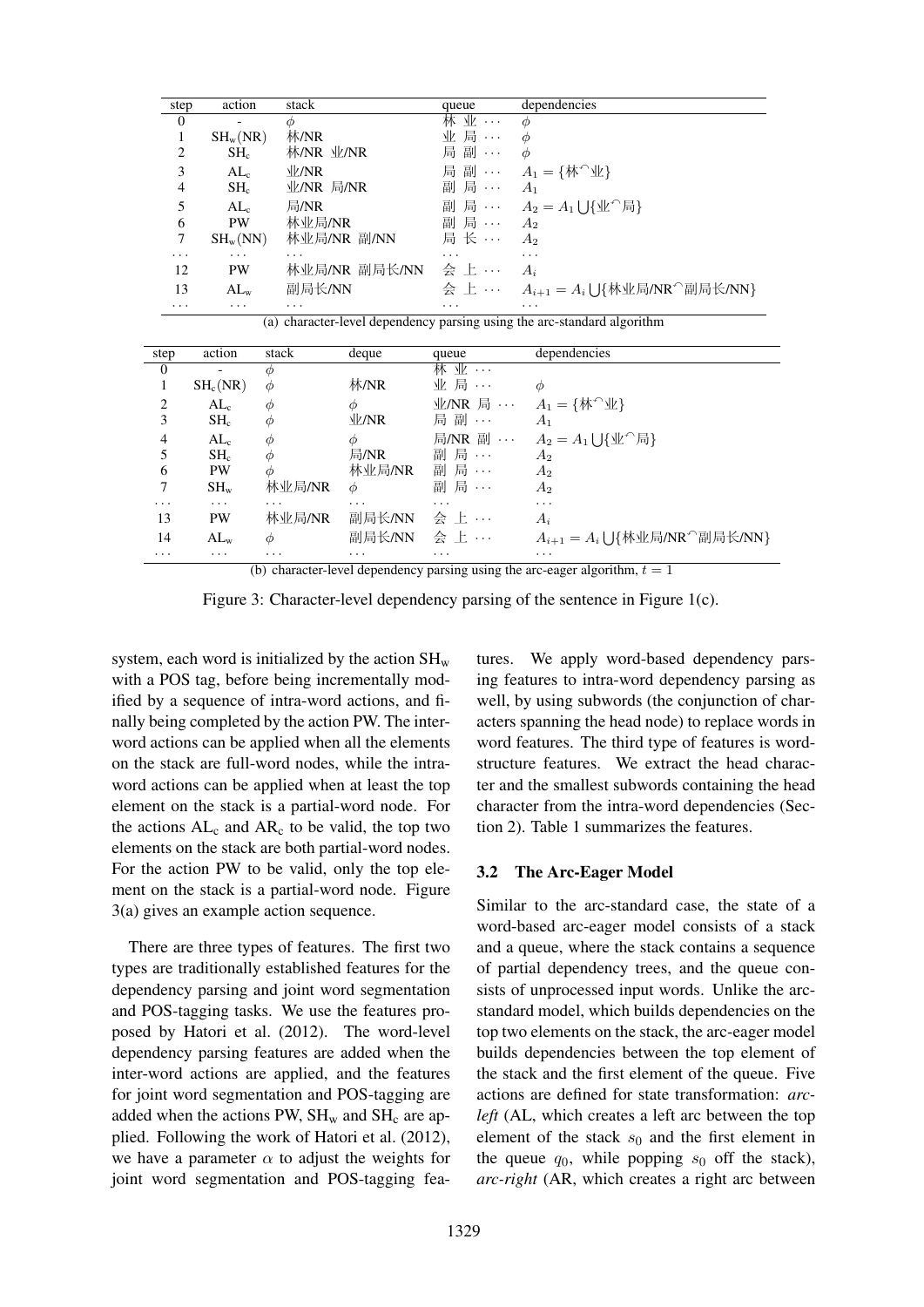| step | action | stack | queue | dependencies |
|---|---|---|---|---|
| 0 | - | $\phi$ | 林 业 ··· | $\phi$ |
| 1 | $SH_w$(NR) | 林/NR | 业 局 ··· | $\phi$ |
| 2 | $SH_c$ | 林/NR 业/NR | 局 副 ··· | $\phi$ |
| 3 | $AL_c$ | 业/NR | 局 副 ··· | $A_1 = \{$林$\frown$业$\}$ |
| 4 | $SH_c$ | 业/NR 局/NR | 副 局 ··· | $A_1$ |
| 5 | $AL_c$ | 局/NR | 副 局 ··· | $A_2 = A_1 \bigcup \{$业$\frown$局$\}$ |
| 6 | PW | 林业局/NR | 副 局 ··· | $A_2$ |
| 7 | $SH_w$(NN) | 林业局/NR 副/NN | 局 长 ··· | $A_2$ |
| ··· | ··· | ··· | ··· | ··· |
| 12 | PW | 林业局/NR 副局长/NN | 会 上 ··· | $A_i$ |
| 13 | $AL_w$ | 副局长/NN | 会 上 ··· | $A_{i+1} = A_i \bigcup \{$林业局/NR$\frown$副局长/NN$\}$ |
| ··· | ··· | ··· | ··· | ··· |

(a) character-level dependency parsing using the arc-standard algorithm

| step | action | stack | deque | queue | dependencies |
|---|---|---|---|---|---|
| 0 | - | $\phi$ | | 林 业 ··· | |
| 1 | $SH_c$(NR) | $\phi$ | 林/NR | 业 局 ··· | $\phi$ |
| 2 | $AL_c$ | $\phi$ | $\phi$ | 业/NR 局 ··· | $A_1 = \{$林$\frown$业$\}$ |
| 3 | $SH_c$ | $\phi$ | 业/NR | 局 副 ··· | $A_1$ |
| 4 | $AL_c$ | $\phi$ | $\phi$ | 局/NR 副 ··· | $A_2 = A_1 \bigcup \{$业$\frown$局$\}$ |
| 5 | $SH_c$ | $\phi$ | 局/NR | 副 局 ··· | $A_2$ |
| 6 | PW | $\phi$ | 林业局/NR | 副 局 ··· | $A_2$ |
| 7 | $SH_w$ | 林业局/NR | $\phi$ | 副 局 ··· | $A_2$ |
| ··· | ··· | ··· | ··· | ··· | ··· |
| 13 | PW | 林业局/NR | 副局长/NN | 会 上 ··· | $A_i$ |
| 14 | $AL_w$ | $\phi$ | 副局长/NN | 会 上 ··· | $A_{i+1} = A_i \bigcup \{$林业局/NR$\frown$副局长/NN$\}$ |
| ··· | ··· | ··· | ··· | ··· | ··· |

(b) character-level dependency parsing using the arc-eager algorithm, $t = 1$

Figure 3: Character-level dependency parsing of the sentence in Figure 1(c).

system, each word is initialized by the action $SH_w$ with a POS tag, before being incrementally modified by a sequence of intra-word actions, and finally being completed by the action PW. The inter-word actions can be applied when all the elements on the stack are full-word nodes, while the intra-word actions can be applied when at least the top element on the stack is a partial-word node. For the actions $AL_c$ and $AR_c$ to be valid, the top two elements on the stack are both partial-word nodes. For the action PW to be valid, only the top element on the stack is a partial-word node. Figure 3(a) gives an example action sequence.

There are three types of features. The first two types are traditionally established features for the dependency parsing and joint word segmentation and POS-tagging tasks. We use the features proposed by Hatori et al. (2012). The word-level dependency parsing features are added when the inter-word actions are applied, and the features for joint word segmentation and POS-tagging are added when the actions PW, $SH_w$ and $SH_c$ are applied. Following the work of Hatori et al. (2012), we have a parameter $\alpha$ to adjust the weights for joint word segmentation and POS-tagging features. We apply word-based dependency parsing features to intra-word dependency parsing as well, by using subwords (the conjunction of characters spanning the head node) to replace words in word features. The third type of features is word-structure features. We extract the head character and the smallest subwords containing the head character from the intra-word dependencies (Section 2). Table 1 summarizes the features.

### 3.2 The Arc-Eager Model

Similar to the arc-standard case, the state of a word-based arc-eager model consists of a stack and a queue, where the stack contains a sequence of partial dependency trees, and the queue consists of unprocessed input words. Unlike the arc-standard model, which builds dependencies on the top two elements on the stack, the arc-eager model builds dependencies between the top element of the stack and the first element of the queue. Five actions are defined for state transformation: *arc-left* (AL, which creates a left arc between the top element of the stack $s_0$ and the first element in the queue $q_0$, while popping $s_0$ off the stack), *arc-right* (AR, which creates a right arc between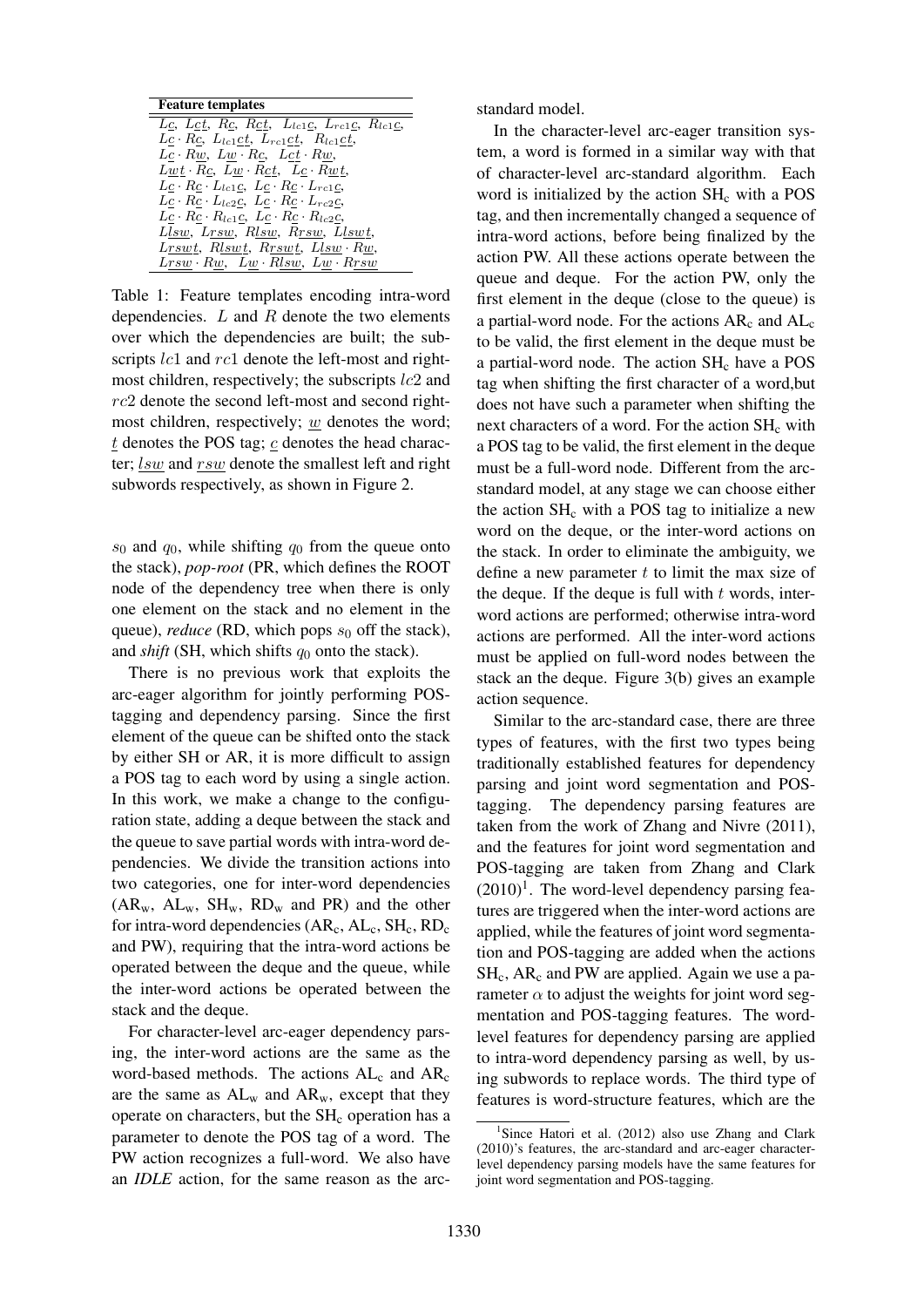| Feature templates |
| --- |
| $L\underline{c}$, $L\underline{ct}$, $R\underline{c}$, $R\underline{ct}$, $L_{lc1}\underline{c}$, $L_{rc1}\underline{c}$, $R_{lc1}\underline{c}$, |
| $L\underline{c} \cdot R\underline{c}$, $L_{lc1}\underline{ct}$, $L_{rc1}\underline{ct}$, $R_{lc1}\underline{ct}$, |
| $L\underline{c} \cdot R\underline{w}$, $L\underline{w} \cdot R\underline{c}$, $L\underline{ct} \cdot R\underline{w}$, |
| $L\underline{wt} \cdot R\underline{c}$, $L\underline{w} \cdot R\underline{ct}$, $L\underline{c} \cdot R\underline{wt}$, |
| $L\underline{c} \cdot R\underline{c} \cdot L_{lc1}\underline{c}$, $L\underline{c} \cdot R\underline{c} \cdot L_{rc1}\underline{c}$, |
| $L\underline{c} \cdot R\underline{c} \cdot L_{lc2}\underline{c}$, $L\underline{c} \cdot R\underline{c} \cdot L_{rc2}\underline{c}$, |
| $L\underline{c} \cdot R\underline{c} \cdot R_{lc1}\underline{c}$, $L\underline{c} \cdot R\underline{c} \cdot R_{lc2}\underline{c}$, |
| $L\underline{lsw}$, $L\underline{rsw}$, $R\underline{lsw}$, $R\underline{rsw}$, $L\underline{lswt}$, |
| $L\underline{rswt}$, $R\underline{lswt}$, $R\underline{rswt}$, $L\underline{lsw} \cdot R\underline{w}$, |
| $L\underline{rsw} \cdot R\underline{w}$, $L\underline{w} \cdot R\underline{lsw}$, $L\underline{w} \cdot R\underline{rsw}$ |

Table 1: Feature templates encoding intra-word dependencies. $L$ and $R$ denote the two elements over which the dependencies are built; the subscripts $lc1$ and $rc1$ denote the left-most and right-most children, respectively; the subscripts $lc2$ and $rc2$ denote the second left-most and second right-most children, respectively; $\underline{w}$ denotes the word; $\underline{t}$ denotes the POS tag; $\underline{c}$ denotes the head character; $\underline{lsw}$ and $\underline{rsw}$ denote the smallest left and right subwords respectively, as shown in Figure 2.

$s_0$ and $q_0$, while shifting $q_0$ from the queue onto the stack), *pop-root* (PR, which defines the ROOT node of the dependency tree when there is only one element on the stack and no element in the queue), *reduce* (RD, which pops $s_0$ off the stack), and *shift* (SH, which shifts $q_0$ onto the stack).

There is no previous work that exploits the arc-eager algorithm for jointly performing POS-tagging and dependency parsing. Since the first element of the queue can be shifted onto the stack by either SH or AR, it is more difficult to assign a POS tag to each word by using a single action. In this work, we make a change to the configuration state, adding a deque between the stack and the queue to save partial words with intra-word dependencies. We divide the transition actions into two categories, one for inter-word dependencies ($\text{AR}_\text{w}$, $\text{AL}_\text{w}$, $\text{SH}_\text{w}$, $\text{RD}_\text{w}$ and PR) and the other for intra-word dependencies ($\text{AR}_\text{c}$, $\text{AL}_\text{c}$, $\text{SH}_\text{c}$, $\text{RD}_\text{c}$ and PW), requiring that the intra-word actions be operated between the deque and the queue, while the inter-word actions be operated between the stack and the deque.

For character-level arc-eager dependency parsing, the inter-word actions are the same as the word-based methods. The actions $\text{AL}_\text{c}$ and $\text{AR}_\text{c}$ are the same as $\text{AL}_\text{w}$ and $\text{AR}_\text{w}$, except that they operate on characters, but the $\text{SH}_\text{c}$ operation has a parameter to denote the POS tag of a word. The PW action recognizes a full-word. We also have an *IDLE* action, for the same reason as the arc-standard model.

In the character-level arc-eager transition system, a word is formed in a similar way with that of character-level arc-standard algorithm. Each word is initialized by the action $\text{SH}_\text{c}$ with a POS tag, and then incrementally changed a sequence of intra-word actions, before being finalized by the action PW. All these actions operate between the queue and deque. For the action PW, only the first element in the deque (close to the queue) is a partial-word node. For the actions $\text{AR}_\text{c}$ and $\text{AL}_\text{c}$ to be valid, the first element in the deque must be a partial-word node. The action $\text{SH}_\text{c}$ have a POS tag when shifting the first character of a word,but does not have such a parameter when shifting the next characters of a word. For the action $\text{SH}_\text{c}$ with a POS tag to be valid, the first element in the deque must be a full-word node. Different from the arc-standard model, at any stage we can choose either the action $\text{SH}_\text{c}$ with a POS tag to initialize a new word on the deque, or the inter-word actions on the stack. In order to eliminate the ambiguity, we define a new parameter $t$ to limit the max size of the deque. If the deque is full with $t$ words, inter-word actions are performed; otherwise intra-word actions are performed. All the inter-word actions must be applied on full-word nodes between the stack an the deque. Figure 3(b) gives an example action sequence.

Similar to the arc-standard case, there are three types of features, with the first two types being traditionally established features for dependency parsing and joint word segmentation and POS-tagging. The dependency parsing features are taken from the work of Zhang and Nivre (2011), and the features for joint word segmentation and POS-tagging are taken from Zhang and Clark (2010)[1]. The word-level dependency parsing features are triggered when the inter-word actions are applied, while the features of joint word segmentation and POS-tagging are added when the actions $\text{SH}_\text{c}$, $\text{AR}_\text{c}$ and PW are applied. Again we use a parameter $\alpha$ to adjust the weights for joint word segmentation and POS-tagging features. The word-level features for dependency parsing are applied to intra-word dependency parsing as well, by using subwords to replace words. The third type of features is word-structure features, which are the

[1] Since Hatori et al. (2012) also use Zhang and Clark (2010)'s features, the arc-standard and arc-eager character-level dependency parsing models have the same features for joint word segmentation and POS-tagging.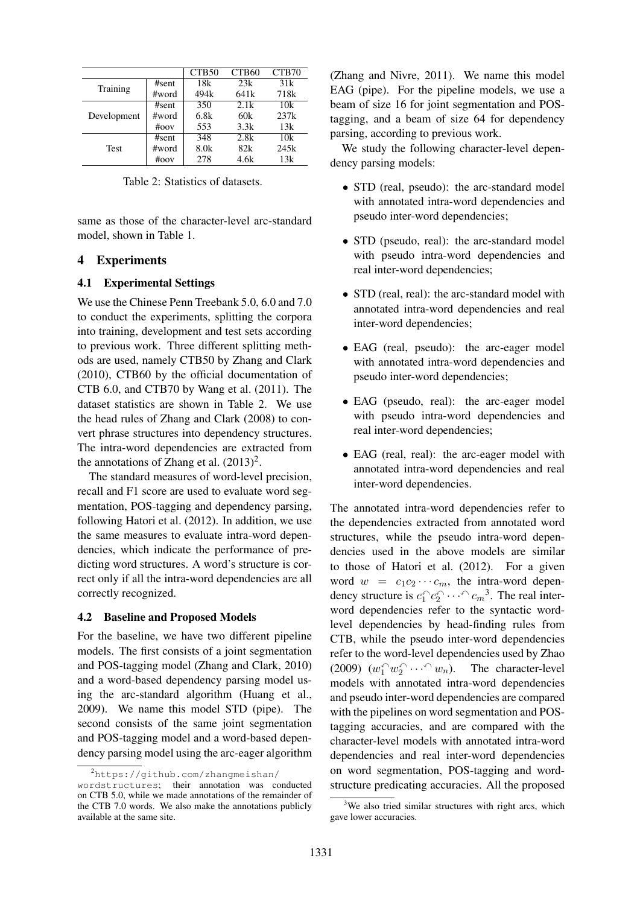| | | CTB50 | CTB60 | CTB70 |
|---|---|---|---|---|
| Training | #sent | 18k | 23k | 31k |
| | #word | 494k | 641k | 718k |
| Development | #sent | 350 | 2.1k | 10k |
| | #word | 6.8k | 60k | 237k |
| | #oov | 553 | 3.3k | 13k |
| Test | #sent | 348 | 2.8k | 10k |
| | #word | 8.0k | 82k | 245k |
| | #oov | 278 | 4.6k | 13k |

Table 2: Statistics of datasets.

same as those of the character-level arc-standard model, shown in Table 1.

## 4 Experiments

### 4.1 Experimental Settings

We use the Chinese Penn Treebank 5.0, 6.0 and 7.0 to conduct the experiments, splitting the corpora into training, development and test sets according to previous work. Three different splitting methods are used, namely CTB50 by Zhang and Clark (2010), CTB60 by the official documentation of CTB 6.0, and CTB70 by Wang et al. (2011). The dataset statistics are shown in Table 2. We use the head rules of Zhang and Clark (2008) to convert phrase structures into dependency structures. The intra-word dependencies are extracted from the annotations of Zhang et al. (2013)[2].

The standard measures of word-level precision, recall and F1 score are used to evaluate word segmentation, POS-tagging and dependency parsing, following Hatori et al. (2012). In addition, we use the same measures to evaluate intra-word dependencies, which indicate the performance of predicting word structures. A word's structure is correct only if all the intra-word dependencies are all correctly recognized.

### 4.2 Baseline and Proposed Models

For the baseline, we have two different pipeline models. The first consists of a joint segmentation and POS-tagging model (Zhang and Clark, 2010) and a word-based dependency parsing model using the arc-standard algorithm (Huang et al., 2009). We name this model STD (pipe). The second consists of the same joint segmentation and POS-tagging model and a word-based dependency parsing model using the arc-eager algorithm (Zhang and Nivre, 2011). We name this model EAG (pipe). For the pipeline models, we use a beam of size 16 for joint segmentation and POS-tagging, and a beam of size 64 for dependency parsing, according to previous work.

We study the following character-level dependency parsing models:

- STD (real, pseudo): the arc-standard model with annotated intra-word dependencies and pseudo inter-word dependencies;
- STD (pseudo, real): the arc-standard model with pseudo intra-word dependencies and real inter-word dependencies;
- STD (real, real): the arc-standard model with annotated intra-word dependencies and real inter-word dependencies;
- EAG (real, pseudo): the arc-eager model with annotated intra-word dependencies and pseudo inter-word dependencies;
- EAG (pseudo, real): the arc-eager model with pseudo intra-word dependencies and real inter-word dependencies;
- EAG (real, real): the arc-eager model with annotated intra-word dependencies and real inter-word dependencies.

The annotated intra-word dependencies refer to the dependencies extracted from annotated word structures, while the pseudo intra-word dependencies used in the above models are similar to those of Hatori et al. (2012). For a given word $w = c_1 c_2 \cdots c_m$, the intra-word dependency structure is $c_1^{\curvearrowleft} c_2^{\curvearrowleft} \cdots^{\curvearrowleft} c_m$[3]. The real inter-word dependencies refer to the syntactic word-level dependencies by head-finding rules from CTB, while the pseudo inter-word dependencies refer to the word-level dependencies used by Zhao (2009) ($w_1^{\curvearrowleft} w_2^{\curvearrowleft} \cdots^{\curvearrowleft} w_n$). The character-level models with annotated intra-word dependencies and pseudo inter-word dependencies are compared with the pipelines on word segmentation and POS-tagging accuracies, and are compared with the character-level models with annotated intra-word dependencies and real inter-word dependencies on word segmentation, POS-tagging and word-structure predicating accuracies. All the proposed

[2] https://github.com/zhangmeishan/wordstructures; their annotation was conducted on CTB 5.0, while we made annotations of the remainder of the CTB 7.0 words. We also make the annotations publicly available at the same site.

[3] We also tried similar structures with right arcs, which gave lower accuracies.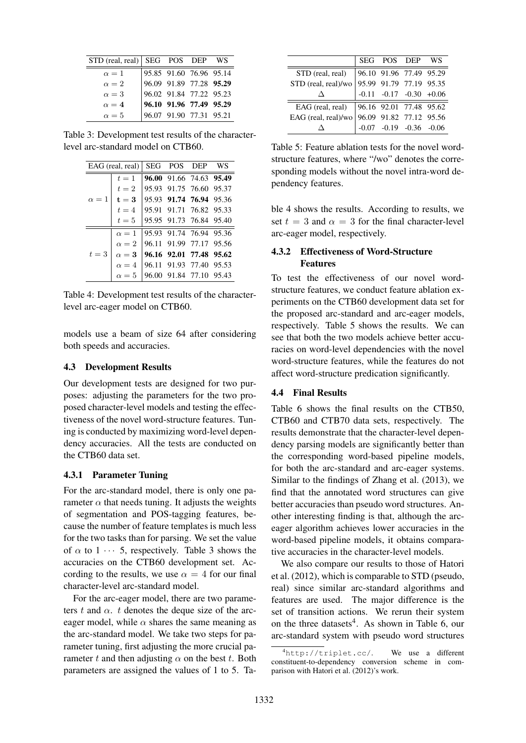| STD (real, real) | SEG | POS | DEP | WS |
|---|---|---|---|---|
| $\alpha = 1$ | 95.85 | 91.60 | 76.96 | 95.14 |
| $\alpha = 2$ | 96.09 | 91.89 | 77.28 | **95.29** |
| $\alpha = 3$ | 96.02 | 91.84 | 77.22 | 95.23 |
| $\alpha = \mathbf{4}$ | **96.10** | **91.96** | **77.49** | **95.29** |
| $\alpha = 5$ | 96.07 | 91.90 | 77.31 | 95.21 |

Table 3: Development test results of the character-level arc-standard model on CTB60.

| EAG (real, real) | | SEG | POS | DEP | WS |
|---|---|---|---|---|---|
| $\alpha = 1$ | $t = 1$ | **96.00** | 91.66 | 74.63 | **95.49** |
| | $t = 2$ | 95.93 | 91.75 | 76.60 | 95.37 |
| | $\mathbf{t = 3}$ | 95.93 | **91.74** | **76.94** | 95.36 |
| | $t = 4$ | 95.91 | 91.71 | 76.82 | 95.33 |
| | $t = 5$ | 95.95 | 91.73 | 76.84 | 95.40 |
| $t = 3$ | $\alpha = 1$ | 95.93 | 91.74 | 76.94 | 95.36 |
| | $\alpha = 2$ | 96.11 | 91.99 | 77.17 | 95.56 |
| | $\alpha = \mathbf{3}$ | **96.16** | **92.01** | **77.48** | **95.62** |
| | $\alpha = 4$ | 96.11 | 91.93 | 77.40 | 95.53 |
| | $\alpha = 5$ | 96.00 | 91.84 | 77.10 | 95.43 |

Table 4: Development test results of the character-level arc-eager model on CTB60.

models use a beam of size 64 after considering both speeds and accuracies.

### 4.3 Development Results

Our development tests are designed for two purposes: adjusting the parameters for the two proposed character-level models and testing the effectiveness of the novel word-structure features. Tuning is conducted by maximizing word-level dependency accuracies. All the tests are conducted on the CTB60 data set.

#### 4.3.1 Parameter Tuning

For the arc-standard model, there is only one parameter $\alpha$ that needs tuning. It adjusts the weights of segmentation and POS-tagging features, because the number of feature templates is much less for the two tasks than for parsing. We set the value of $\alpha$ to $1 \cdots 5$, respectively. Table 3 shows the accuracies on the CTB60 development set. According to the results, we use $\alpha = 4$ for our final character-level arc-standard model.

For the arc-eager model, there are two parameters $t$ and $\alpha$. $t$ denotes the deque size of the arc-eager model, while $\alpha$ shares the same meaning as the arc-standard model. We take two steps for parameter tuning, first adjusting the more crucial parameter $t$ and then adjusting $\alpha$ on the best $t$. Both parameters are assigned the values of 1 to 5. Table 4 shows the results. According to results, we set $t = 3$ and $\alpha = 3$ for the final character-level arc-eager model, respectively.

| | SEG | POS | DEP | WS |
|---|---|---|---|---|
| STD (real, real) | 96.10 | 91.96 | 77.49 | 95.29 |
| STD (real, real)/wo | 95.99 | 91.79 | 77.19 | 95.35 |
| $\Delta$ | -0.11 | -0.17 | -0.30 | +0.06 |
| EAG (real, real) | 96.16 | 92.01 | 77.48 | 95.62 |
| EAG (real, real)/wo | 96.09 | 91.82 | 77.12 | 95.56 |
| $\Delta$ | -0.07 | -0.19 | -0.36 | -0.06 |

Table 5: Feature ablation tests for the novel word-structure features, where "/wo" denotes the corresponding models without the novel intra-word dependency features.

#### 4.3.2 Effectiveness of Word-Structure Features

To test the effectiveness of our novel word-structure features, we conduct feature ablation experiments on the CTB60 development data set for the proposed arc-standard and arc-eager models, respectively. Table 5 shows the results. We can see that both the two models achieve better accuracies on word-level dependencies with the novel word-structure features, while the features do not affect word-structure predication significantly.

### 4.4 Final Results

Table 6 shows the final results on the CTB50, CTB60 and CTB70 data sets, respectively. The results demonstrate that the character-level dependency parsing models are significantly better than the corresponding word-based pipeline models, for both the arc-standard and arc-eager systems. Similar to the findings of Zhang et al. (2013), we find that the annotated word structures can give better accuracies than pseudo word structures. Another interesting finding is that, although the arc-eager algorithm achieves lower accuracies in the word-based pipeline models, it obtains comparative accuracies in the character-level models.

We also compare our results to those of Hatori et al. (2012), which is comparable to STD (pseudo, real) since similar arc-standard algorithms and features are used. The major difference is the set of transition actions. We rerun their system on the three datasets[4]. As shown in Table 6, our arc-standard system with pseudo word structures

[4] `http://triplet.cc/`. We use a different constituent-to-dependency conversion scheme in comparison with Hatori et al. (2012)'s work.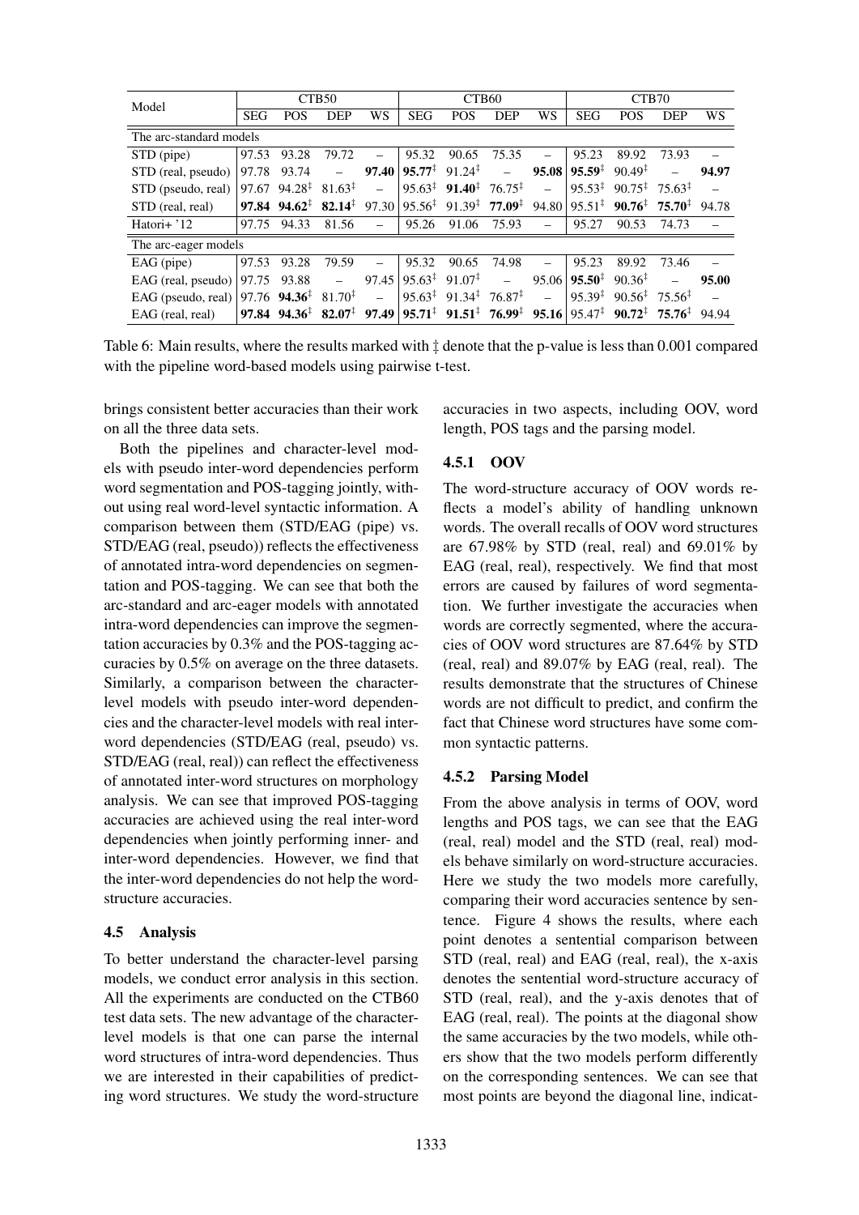| Model | CTB50 | | | | CTB60 | | | | CTB70 | | | |
|---|---|---|---|---|---|---|---|---|---|---|---|---|
| | SEG | POS | DEP | WS | SEG | POS | DEP | WS | SEG | POS | DEP | WS |
| *The arc-standard models* | | | | | | | | | | | | |
| STD (pipe) | 97.53 | 93.28 | 79.72 | – | 95.32 | 90.65 | 75.35 | – | 95.23 | 89.92 | 73.93 | – |
| STD (real, pseudo) | 97.78 | 93.74 | – | **97.40** | **95.77**‡ | 91.24‡ | – | **95.08** | **95.59**‡ | 90.49‡ | – | **94.97** |
| STD (pseudo, real) | 97.67 | 94.28‡ | 81.63‡ | – | 95.63‡ | **91.40**‡ | 76.75‡ | – | 95.53‡ | 90.75‡ | 75.63‡ | – |
| STD (real, real) | **97.84** | **94.62**‡ | **82.14**‡ | 97.30 | 95.56‡ | 91.39‡ | **77.09**‡ | 94.80 | 95.51‡ | **90.76**‡ | **75.70**‡ | 94.78 |
| Hatori+ '12 | 97.75 | 94.33 | 81.56 | – | 95.26 | 91.06 | 75.93 | – | 95.27 | 90.53 | 74.73 | – |
| *The arc-eager models* | | | | | | | | | | | | |
| EAG (pipe) | 97.53 | 93.28 | 79.59 | – | 95.32 | 90.65 | 74.98 | – | 95.23 | 89.92 | 73.46 | – |
| EAG (real, pseudo) | 97.75 | 93.88 | – | 97.45 | 95.63‡ | 91.07‡ | – | 95.06 | **95.50**‡ | 90.36‡ | – | **95.00** |
| EAG (pseudo, real) | 97.76 | **94.36**‡ | 81.70‡ | – | 95.63‡ | 91.34‡ | 76.87‡ | – | 95.39‡ | 90.56‡ | 75.56‡ | – |
| EAG (real, real) | **97.84** | **94.36**‡ | **82.07**‡ | **97.49** | **95.71**‡ | **91.51**‡ | **76.99**‡ | **95.16** | 95.47‡ | **90.72**‡ | **75.76**‡ | 94.94 |

Table 6: Main results, where the results marked with ‡ denote that the p-value is less than 0.001 compared with the pipeline word-based models using pairwise t-test.

brings consistent better accuracies than their work on all the three data sets.

Both the pipelines and character-level models with pseudo inter-word dependencies perform word segmentation and POS-tagging jointly, without using real word-level syntactic information. A comparison between them (STD/EAG (pipe) vs. STD/EAG (real, pseudo)) reflects the effectiveness of annotated intra-word dependencies on segmentation and POS-tagging. We can see that both the arc-standard and arc-eager models with annotated intra-word dependencies can improve the segmentation accuracies by 0.3% and the POS-tagging accuracies by 0.5% on average on the three datasets. Similarly, a comparison between the character-level models with pseudo inter-word dependencies and the character-level models with real inter-word dependencies (STD/EAG (real, pseudo) vs. STD/EAG (real, real)) can reflect the effectiveness of annotated inter-word structures on morphology analysis. We can see that improved POS-tagging accuracies are achieved using the real inter-word dependencies when jointly performing inner- and inter-word dependencies. However, we find that the inter-word dependencies do not help the word-structure accuracies.

## 4.5 Analysis

To better understand the character-level parsing models, we conduct error analysis in this section. All the experiments are conducted on the CTB60 test data sets. The new advantage of the character-level models is that one can parse the internal word structures of intra-word dependencies. Thus we are interested in their capabilities of predicting word structures. We study the word-structure accuracies in two aspects, including OOV, word length, POS tags and the parsing model.

### 4.5.1 OOV

The word-structure accuracy of OOV words reflects a model's ability of handling unknown words. The overall recalls of OOV word structures are 67.98% by STD (real, real) and 69.01% by EAG (real, real), respectively. We find that most errors are caused by failures of word segmentation. We further investigate the accuracies when words are correctly segmented, where the accuracies of OOV word structures are 87.64% by STD (real, real) and 89.07% by EAG (real, real). The results demonstrate that the structures of Chinese words are not difficult to predict, and confirm the fact that Chinese word structures have some common syntactic patterns.

### 4.5.2 Parsing Model

From the above analysis in terms of OOV, word lengths and POS tags, we can see that the EAG (real, real) model and the STD (real, real) models behave similarly on word-structure accuracies. Here we study the two models more carefully, comparing their word accuracies sentence by sentence. Figure 4 shows the results, where each point denotes a sentential comparison between STD (real, real) and EAG (real, real), the x-axis denotes the sentential word-structure accuracy of STD (real, real), and the y-axis denotes that of EAG (real, real). The points at the diagonal show the same accuracies by the two models, while others show that the two models perform differently on the corresponding sentences. We can see that most points are beyond the diagonal line, indicat-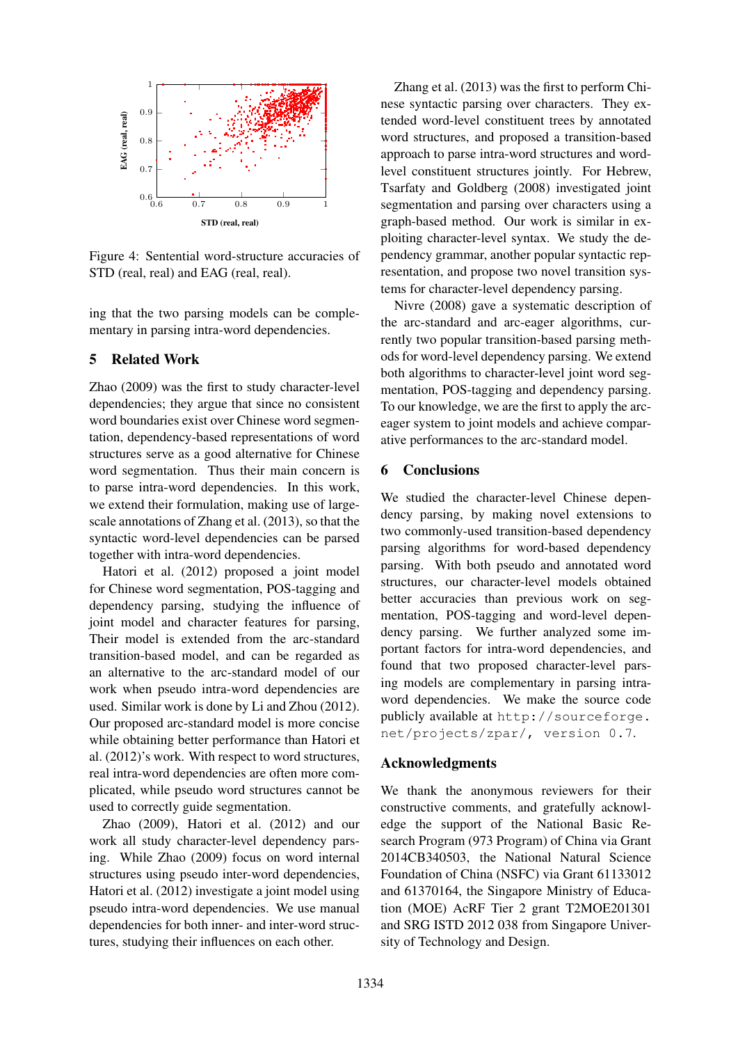Figure 4: Sentential word-structure accuracies of STD (real, real) and EAG (real, real).

ing that the two parsing models can be complementary in parsing intra-word dependencies.

## 5 Related Work

Zhao (2009) was the first to study character-level dependencies; they argue that since no consistent word boundaries exist over Chinese word segmentation, dependency-based representations of word structures serve as a good alternative for Chinese word segmentation. Thus their main concern is to parse intra-word dependencies. In this work, we extend their formulation, making use of large-scale annotations of Zhang et al. (2013), so that the syntactic word-level dependencies can be parsed together with intra-word dependencies.

Hatori et al. (2012) proposed a joint model for Chinese word segmentation, POS-tagging and dependency parsing, studying the influence of joint model and character features for parsing, Their model is extended from the arc-standard transition-based model, and can be regarded as an alternative to the arc-standard model of our work when pseudo intra-word dependencies are used. Similar work is done by Li and Zhou (2012). Our proposed arc-standard model is more concise while obtaining better performance than Hatori et al. (2012)'s work. With respect to word structures, real intra-word dependencies are often more complicated, while pseudo word structures cannot be used to correctly guide segmentation.

Zhao (2009), Hatori et al. (2012) and our work all study character-level dependency parsing. While Zhao (2009) focus on word internal structures using pseudo inter-word dependencies, Hatori et al. (2012) investigate a joint model using pseudo intra-word dependencies. We use manual dependencies for both inner- and inter-word structures, studying their influences on each other.

Zhang et al. (2013) was the first to perform Chinese syntactic parsing over characters. They extended word-level constituent trees by annotated word structures, and proposed a transition-based approach to parse intra-word structures and word-level constituent structures jointly. For Hebrew, Tsarfaty and Goldberg (2008) investigated joint segmentation and parsing over characters using a graph-based method. Our work is similar in exploiting character-level syntax. We study the dependency grammar, another popular syntactic representation, and propose two novel transition systems for character-level dependency parsing.

Nivre (2008) gave a systematic description of the arc-standard and arc-eager algorithms, currently two popular transition-based parsing methods for word-level dependency parsing. We extend both algorithms to character-level joint word segmentation, POS-tagging and dependency parsing. To our knowledge, we are the first to apply the arc-eager system to joint models and achieve comparative performances to the arc-standard model.

## 6 Conclusions

We studied the character-level Chinese dependency parsing, by making novel extensions to two commonly-used transition-based dependency parsing algorithms for word-based dependency parsing. With both pseudo and annotated word structures, our character-level models obtained better accuracies than previous work on segmentation, POS-tagging and word-level dependency parsing. We further analyzed some important factors for intra-word dependencies, and found that two proposed character-level parsing models are complementary in parsing intra-word dependencies. We make the source code publicly available at `http://sourceforge.net/projects/zpar/, version 0.7`.

## Acknowledgments

We thank the anonymous reviewers for their constructive comments, and gratefully acknowledge the support of the National Basic Research Program (973 Program) of China via Grant 2014CB340503, the National Natural Science Foundation of China (NSFC) via Grant 61133012 and 61370164, the Singapore Ministry of Education (MOE) AcRF Tier 2 grant T2MOE201301 and SRG ISTD 2012 038 from Singapore University of Technology and Design.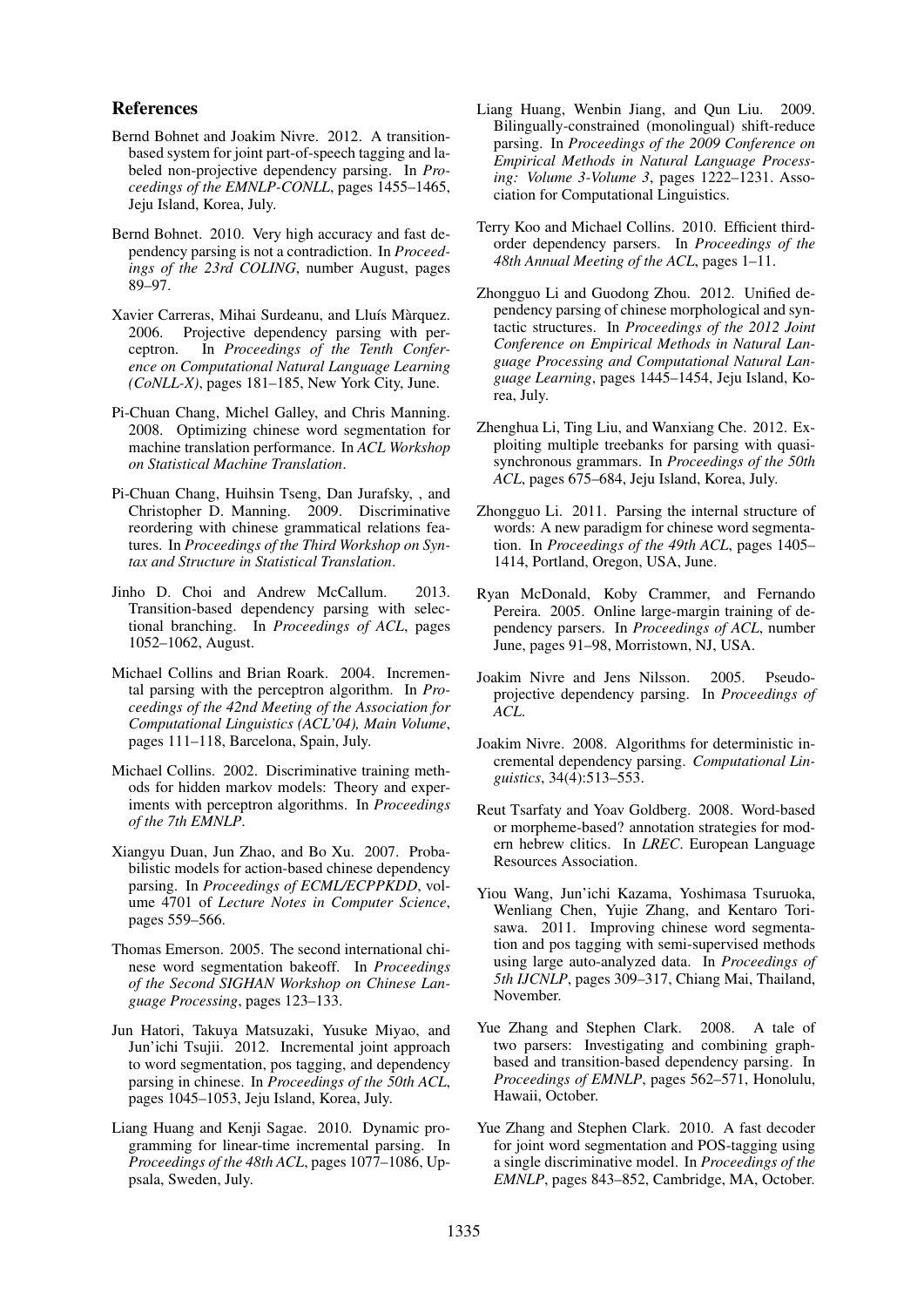## References

Bernd Bohnet and Joakim Nivre. 2012. A transition-based system for joint part-of-speech tagging and labeled non-projective dependency parsing. In *Proceedings of the EMNLP-CONLL*, pages 1455–1465, Jeju Island, Korea, July.

Bernd Bohnet. 2010. Very high accuracy and fast dependency parsing is not a contradiction. In *Proceedings of the 23rd COLING*, number August, pages 89–97.

Xavier Carreras, Mihai Surdeanu, and Lluís Màrquez. 2006. Projective dependency parsing with perceptron. In *Proceedings of the Tenth Conference on Computational Natural Language Learning (CoNLL-X)*, pages 181–185, New York City, June.

Pi-Chuan Chang, Michel Galley, and Chris Manning. 2008. Optimizing chinese word segmentation for machine translation performance. In *ACL Workshop on Statistical Machine Translation*.

Pi-Chuan Chang, Huihsin Tseng, Dan Jurafsky, , and Christopher D. Manning. 2009. Discriminative reordering with chinese grammatical relations features. In *Proceedings of the Third Workshop on Syntax and Structure in Statistical Translation*.

Jinho D. Choi and Andrew McCallum. 2013. Transition-based dependency parsing with selectional branching. In *Proceedings of ACL*, pages 1052–1062, August.

Michael Collins and Brian Roark. 2004. Incremental parsing with the perceptron algorithm. In *Proceedings of the 42nd Meeting of the Association for Computational Linguistics (ACL'04), Main Volume*, pages 111–118, Barcelona, Spain, July.

Michael Collins. 2002. Discriminative training methods for hidden markov models: Theory and experiments with perceptron algorithms. In *Proceedings of the 7th EMNLP*.

Xiangyu Duan, Jun Zhao, and Bo Xu. 2007. Probabilistic models for action-based chinese dependency parsing. In *Proceedings of ECML/ECPPKDD*, volume 4701 of *Lecture Notes in Computer Science*, pages 559–566.

Thomas Emerson. 2005. The second international chinese word segmentation bakeoff. In *Proceedings of the Second SIGHAN Workshop on Chinese Language Processing*, pages 123–133.

Jun Hatori, Takuya Matsuzaki, Yusuke Miyao, and Jun'ichi Tsujii. 2012. Incremental joint approach to word segmentation, pos tagging, and dependency parsing in chinese. In *Proceedings of the 50th ACL*, pages 1045–1053, Jeju Island, Korea, July.

Liang Huang and Kenji Sagae. 2010. Dynamic programming for linear-time incremental parsing. In *Proceedings of the 48th ACL*, pages 1077–1086, Uppsala, Sweden, July.

Liang Huang, Wenbin Jiang, and Qun Liu. 2009. Bilingually-constrained (monolingual) shift-reduce parsing. In *Proceedings of the 2009 Conference on Empirical Methods in Natural Language Processing: Volume 3-Volume 3*, pages 1222–1231. Association for Computational Linguistics.

Terry Koo and Michael Collins. 2010. Efficient third-order dependency parsers. In *Proceedings of the 48th Annual Meeting of the ACL*, pages 1–11.

Zhongguo Li and Guodong Zhou. 2012. Unified dependency parsing of chinese morphological and syntactic structures. In *Proceedings of the 2012 Joint Conference on Empirical Methods in Natural Language Processing and Computational Natural Language Learning*, pages 1445–1454, Jeju Island, Korea, July.

Zhenghua Li, Ting Liu, and Wanxiang Che. 2012. Exploiting multiple treebanks for parsing with quasi-synchronous grammars. In *Proceedings of the 50th ACL*, pages 675–684, Jeju Island, Korea, July.

Zhongguo Li. 2011. Parsing the internal structure of words: A new paradigm for chinese word segmentation. In *Proceedings of the 49th ACL*, pages 1405–1414, Portland, Oregon, USA, June.

Ryan McDonald, Koby Crammer, and Fernando Pereira. 2005. Online large-margin training of dependency parsers. In *Proceedings of ACL*, number June, pages 91–98, Morristown, NJ, USA.

Joakim Nivre and Jens Nilsson. 2005. Pseudo-projective dependency parsing. In *Proceedings of ACL*.

Joakim Nivre. 2008. Algorithms for deterministic incremental dependency parsing. *Computational Linguistics*, 34(4):513–553.

Reut Tsarfaty and Yoav Goldberg. 2008. Word-based or morpheme-based? annotation strategies for modern hebrew clitics. In *LREC*. European Language Resources Association.

Yiou Wang, Jun'ichi Kazama, Yoshimasa Tsuruoka, Wenliang Chen, Yujie Zhang, and Kentaro Torisawa. 2011. Improving chinese word segmentation and pos tagging with semi-supervised methods using large auto-analyzed data. In *Proceedings of 5th IJCNLP*, pages 309–317, Chiang Mai, Thailand, November.

Yue Zhang and Stephen Clark. 2008. A tale of two parsers: Investigating and combining graph-based and transition-based dependency parsing. In *Proceedings of EMNLP*, pages 562–571, Honolulu, Hawaii, October.

Yue Zhang and Stephen Clark. 2010. A fast decoder for joint word segmentation and POS-tagging using a single discriminative model. In *Proceedings of the EMNLP*, pages 843–852, Cambridge, MA, October.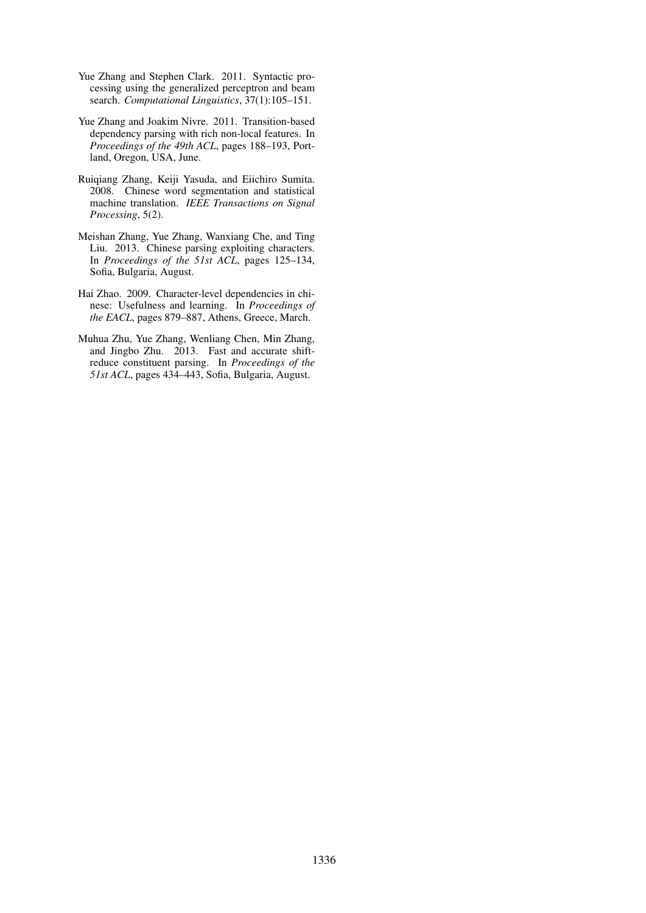Yue Zhang and Stephen Clark. 2011. Syntactic processing using the generalized perceptron and beam search. *Computational Linguistics*, 37(1):105–151.

Yue Zhang and Joakim Nivre. 2011. Transition-based dependency parsing with rich non-local features. In *Proceedings of the 49th ACL*, pages 188–193, Portland, Oregon, USA, June.

Ruiqiang Zhang, Keiji Yasuda, and Eiichiro Sumita. 2008. Chinese word segmentation and statistical machine translation. *IEEE Transactions on Signal Processing*, 5(2).

Meishan Zhang, Yue Zhang, Wanxiang Che, and Ting Liu. 2013. Chinese parsing exploiting characters. In *Proceedings of the 51st ACL*, pages 125–134, Sofia, Bulgaria, August.

Hai Zhao. 2009. Character-level dependencies in chinese: Usefulness and learning. In *Proceedings of the EACL*, pages 879–887, Athens, Greece, March.

Muhua Zhu, Yue Zhang, Wenliang Chen, Min Zhang, and Jingbo Zhu. 2013. Fast and accurate shift-reduce constituent parsing. In *Proceedings of the 51st ACL*, pages 434–443, Sofia, Bulgaria, August.